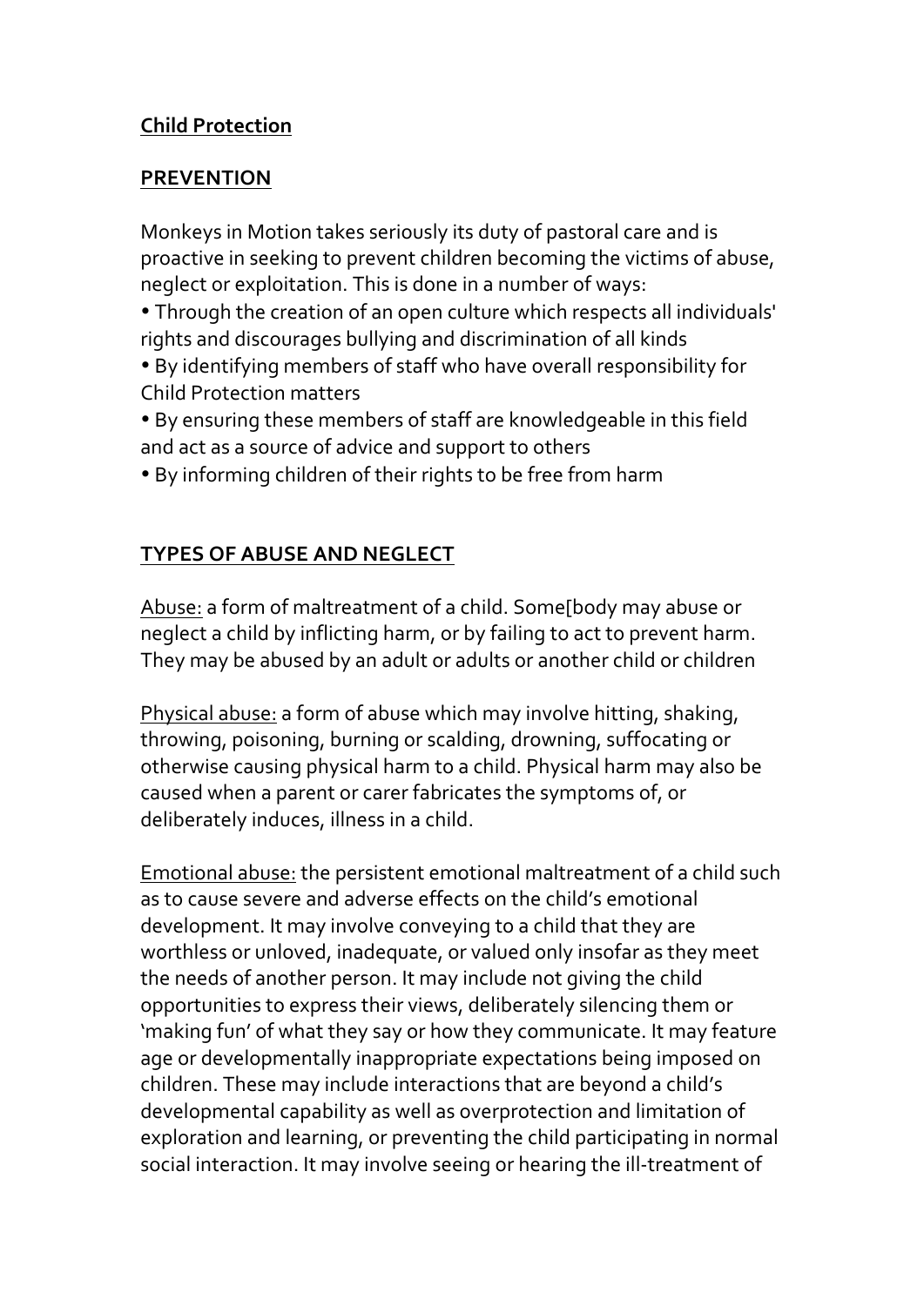**Child Protection**

**PREVENTION**

Monkeys in Motion takes seriously its duty of pastoral care and is proactive in seeking to prevent children becoming the victims of abuse, neglect or exploitation. This is done in a number of ways:

- Through the creation of an open culture which respects all individuals' rights and discourages bullying and discrimination of all kinds
- By identifying members of staff who have overall responsibility for Child Protection matters
- By ensuring these members of staff are knowledgeable in this field and act as a source of advice and support to others
- By informing children of their rights to be free from harm

**TYPES OF ABUSE AND NEGLECT**

Abuse: a form of maltreatment of a child. Some[body may abuse or neglect a child by inflicting harm, or by failing to act to prevent harm. They may be abused by an adult or adults or another child or children

Physical abuse: a form of abuse which may involve hitting, shaking, throwing, poisoning, burning or scalding, drowning, suffocating or otherwise causing physical harm to a child. Physical harm may also be caused when a parent or carer fabricates the symptoms of, or deliberately induces, illness in a child.

Emotional abuse: the persistent emotional maltreatment of a child such as to cause severe and adverse effects on the child's emotional development. It may involve conveying to a child that they are worthless or unloved, inadequate, or valued only insofar as they meet the needs of another person. It may include not giving the child opportunities to express their views, deliberately silencing them or 'making fun' of what they say or how they communicate. It may feature age or developmentally inappropriate expectations being imposed on children. These may include interactions that are beyond a child's developmental capability as well as overprotection and limitation of exploration and learning, or preventing the child participating in normal social interaction. It may involve seeing or hearing the ill-treatment of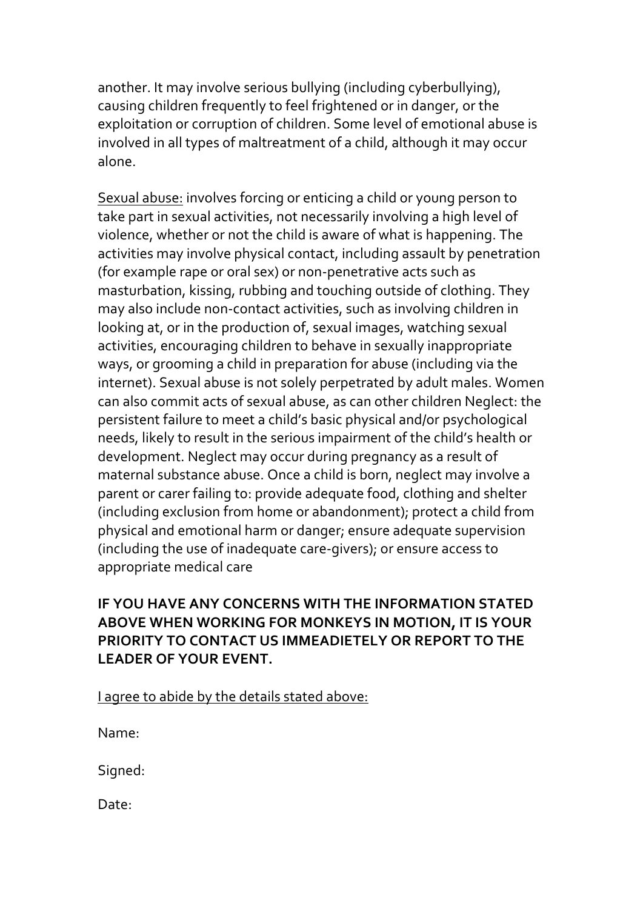another. It may involve serious bullying (including cyberbullying), causing children frequently to feel frightened or in danger, or the exploitation or corruption of children. Some level of emotional abuse is involved in all types of maltreatment of a child, although it may occur alone.

Sexual abuse: involves forcing or enticing a child or young person to take part in sexual activities, not necessarily involving a high level of violence, whether or not the child is aware of what is happening. The activities may involve physical contact, including assault by penetration (for example rape or oral sex) or non-penetrative acts such as masturbation, kissing, rubbing and touching outside of clothing. They may also include non-contact activities, such as involving children in looking at, or in the production of, sexual images, watching sexual activities, encouraging children to behave in sexually inappropriate ways, or grooming a child in preparation for abuse (including via the internet). Sexual abuse is not solely perpetrated by adult males. Women can also commit acts of sexual abuse, as can other children Neglect: the persistent failure to meet a child's basic physical and/or psychological needs, likely to result in the serious impairment of the child's health or development. Neglect may occur during pregnancy as a result of maternal substance abuse. Once a child is born, neglect may involve a parent or carer failing to: provide adequate food, clothing and shelter (including exclusion from home or abandonment); protect a child from physical and emotional harm or danger; ensure adequate supervision (including the use of inadequate care-givers); or ensure access to appropriate medical care

**IF YOU HAVE ANY CONCERNS WITH THE INFORMATION STATED ABOVE WHEN WORKING FOR MONKEYS IN MOTION, IT IS YOUR PRIORITY TO CONTACT US IMMEADIETELY OR REPORT TO THE LEADER OF YOUR EVENT.**

I agree to abide by the details stated above:

Name:

Signed:

Date: